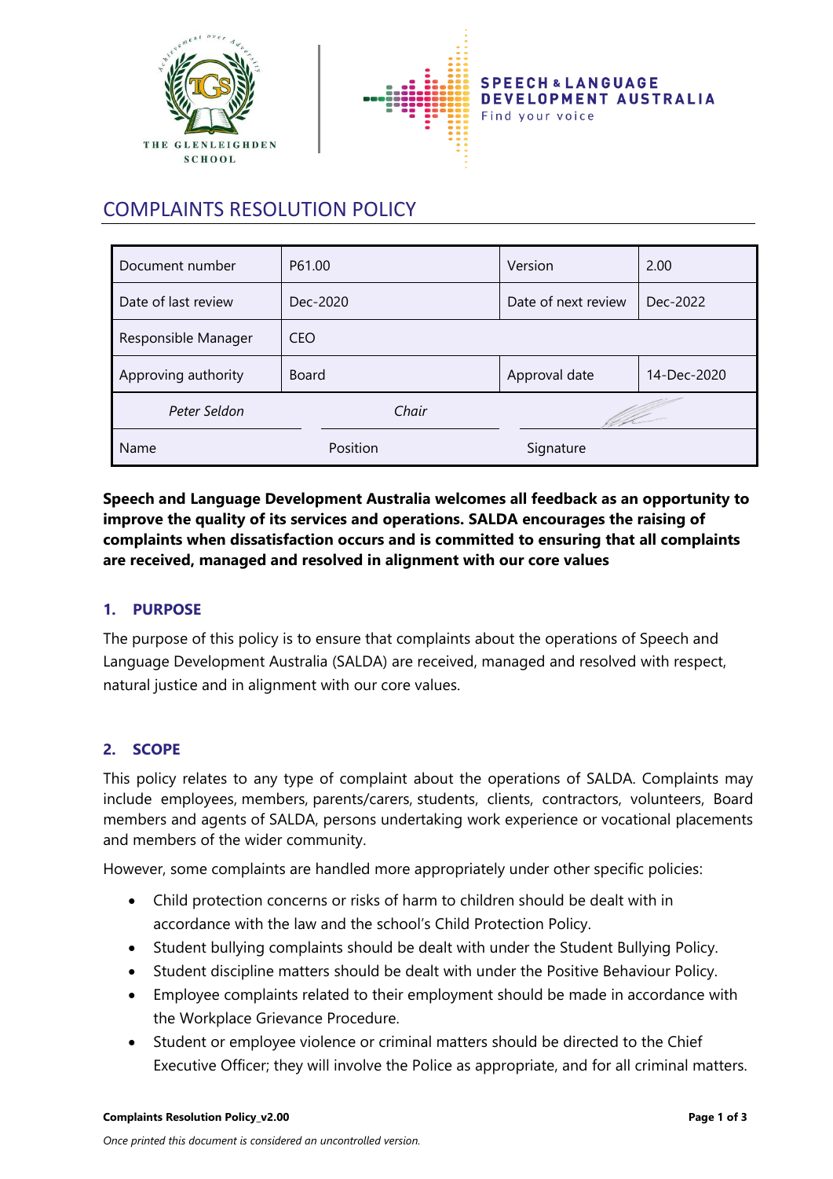# COMPLAINTS RESOLUTION POLICY

| Document number | P61.00 | Version | 2.00 |
| --- | --- | --- | --- |
| Date of last review | Dec-2020 | Date of next review | Dec-2022 |
| Responsible Manager | CEO | | |
| Approving authority | Board | Approval date | 14-Dec-2020 |
| *Peter Seldon* | *Chair* | | |
| Name | Position | Signature | |

**Speech and Language Development Australia welcomes all feedback as an opportunity to improve the quality of its services and operations. SALDA encourages the raising of complaints when dissatisfaction occurs and is committed to ensuring that all complaints are received, managed and resolved in alignment with our core values**

## 1. PURPOSE

The purpose of this policy is to ensure that complaints about the operations of Speech and Language Development Australia (SALDA) are received, managed and resolved with respect, natural justice and in alignment with our core values.

## 2. SCOPE

This policy relates to any type of complaint about the operations of SALDA. Complaints may include employees, members, parents/carers, students, clients, contractors, volunteers, Board members and agents of SALDA, persons undertaking work experience or vocational placements and members of the wider community.

However, some complaints are handled more appropriately under other specific policies:

- Child protection concerns or risks of harm to children should be dealt with in accordance with the law and the school's Child Protection Policy.
- Student bullying complaints should be dealt with under the Student Bullying Policy.
- Student discipline matters should be dealt with under the Positive Behaviour Policy.
- Employee complaints related to their employment should be made in accordance with the Workplace Grievance Procedure.
- Student or employee violence or criminal matters should be directed to the Chief Executive Officer; they will involve the Police as appropriate, and for all criminal matters.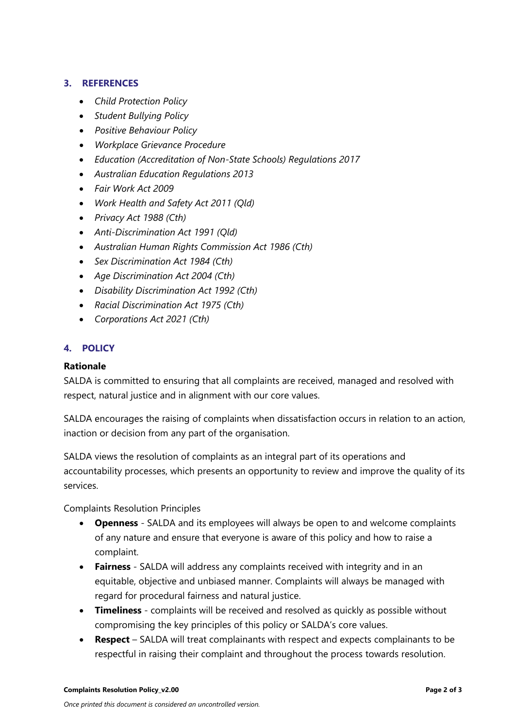## 3. REFERENCES

- *Child Protection Policy*
- *Student Bullying Policy*
- *Positive Behaviour Policy*
- *Workplace Grievance Procedure*
- *Education (Accreditation of Non-State Schools) Regulations 2017*
- *Australian Education Regulations 2013*
- *Fair Work Act 2009*
- *Work Health and Safety Act 2011 (Qld)*
- *Privacy Act 1988 (Cth)*
- *Anti-Discrimination Act 1991 (Qld)*
- *Australian Human Rights Commission Act 1986 (Cth)*
- *Sex Discrimination Act 1984 (Cth)*
- *Age Discrimination Act 2004 (Cth)*
- *Disability Discrimination Act 1992 (Cth)*
- *Racial Discrimination Act 1975 (Cth)*
- *Corporations Act 2021 (Cth)*

## 4. POLICY

**Rationale**

SALDA is committed to ensuring that all complaints are received, managed and resolved with respect, natural justice and in alignment with our core values.

SALDA encourages the raising of complaints when dissatisfaction occurs in relation to an action, inaction or decision from any part of the organisation.

SALDA views the resolution of complaints as an integral part of its operations and accountability processes, which presents an opportunity to review and improve the quality of its services.

Complaints Resolution Principles

- **Openness** - SALDA and its employees will always be open to and welcome complaints of any nature and ensure that everyone is aware of this policy and how to raise a complaint.
- **Fairness** - SALDA will address any complaints received with integrity and in an equitable, objective and unbiased manner. Complaints will always be managed with regard for procedural fairness and natural justice.
- **Timeliness** - complaints will be received and resolved as quickly as possible without compromising the key principles of this policy or SALDA's core values.
- **Respect** – SALDA will treat complainants with respect and expects complainants to be respectful in raising their complaint and throughout the process towards resolution.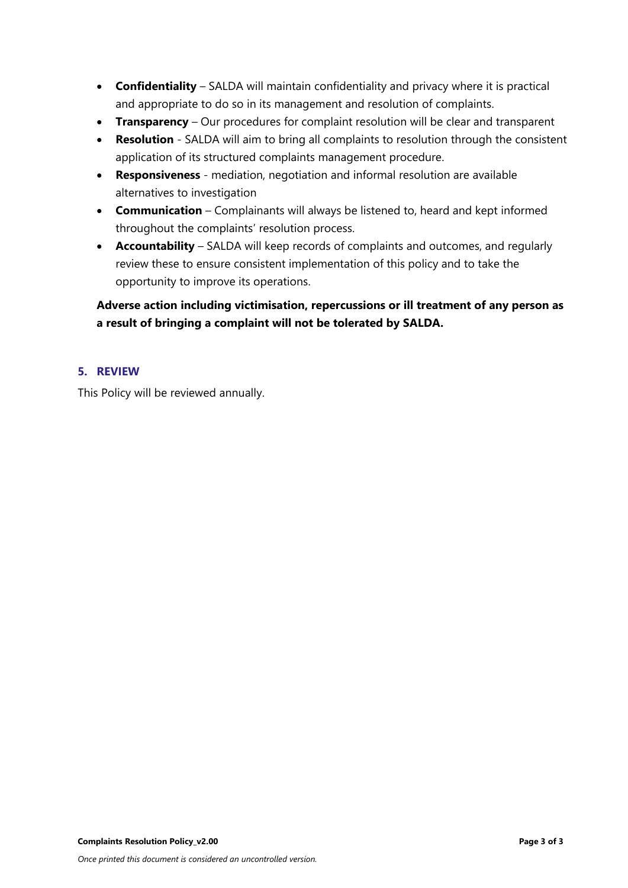- **Confidentiality** – SALDA will maintain confidentiality and privacy where it is practical and appropriate to do so in its management and resolution of complaints.
- **Transparency** – Our procedures for complaint resolution will be clear and transparent
- **Resolution** - SALDA will aim to bring all complaints to resolution through the consistent application of its structured complaints management procedure.
- **Responsiveness** - mediation, negotiation and informal resolution are available alternatives to investigation
- **Communication** – Complainants will always be listened to, heard and kept informed throughout the complaints' resolution process.
- **Accountability** – SALDA will keep records of complaints and outcomes, and regularly review these to ensure consistent implementation of this policy and to take the opportunity to improve its operations.

**Adverse action including victimisation, repercussions or ill treatment of any person as a result of bringing a complaint will not be tolerated by SALDA.**

## 5. REVIEW

This Policy will be reviewed annually.